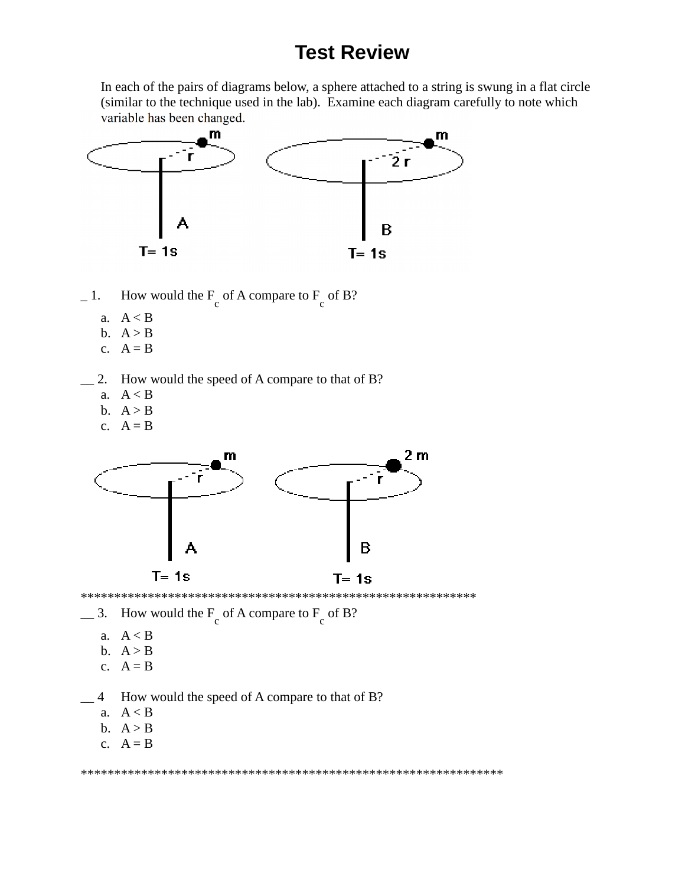# Test Review

In each of the pairs of diagrams below, a sphere attached to a string is swung in a flat circle (similar to the technique used in the lab). Examine each diagram carefully to note which variable has been changed.

m, r, A, T= 1s — m, 2 r, B, T= 1s

_ 1. How would the $F_c$ of A compare to $F_c$ of B?

a. A < B
b. A > B
c. A = B

__ 2. How would the speed of A compare to that of B?

a. A < B
b. A > B
c. A = B

m, r, A, T= 1s — 2 m, r, B, T= 1s

**********************************************************

__ 3. How would the $F_c$ of A compare to $F_c$ of B?

a. A < B
b. A > B
c. A = B

__ 4 How would the speed of A compare to that of B?

a. A < B
b. A > B
c. A = B

**************************************************************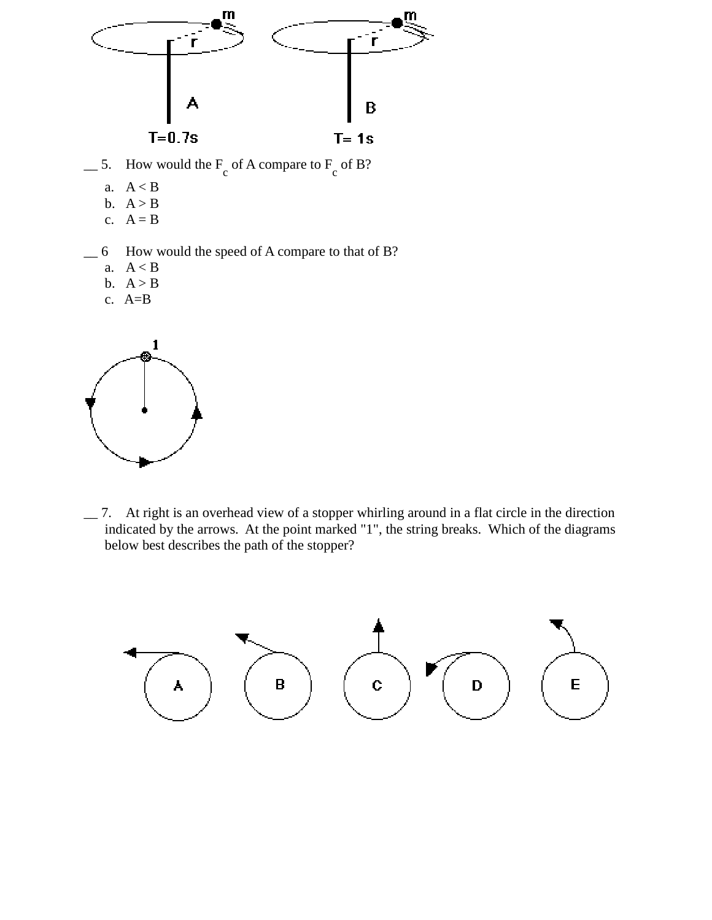__ 5. How would the $F_c$ of A compare to $F_c$ of B?

a. A < B
b. A > B
c. A = B

__ 6 How would the speed of A compare to that of B?

a. A < B
b. A > B
c. A=B

__ 7. At right is an overhead view of a stopper whirling around in a flat circle in the direction indicated by the arrows. At the point marked "1", the string breaks. Which of the diagrams below best describes the path of the stopper?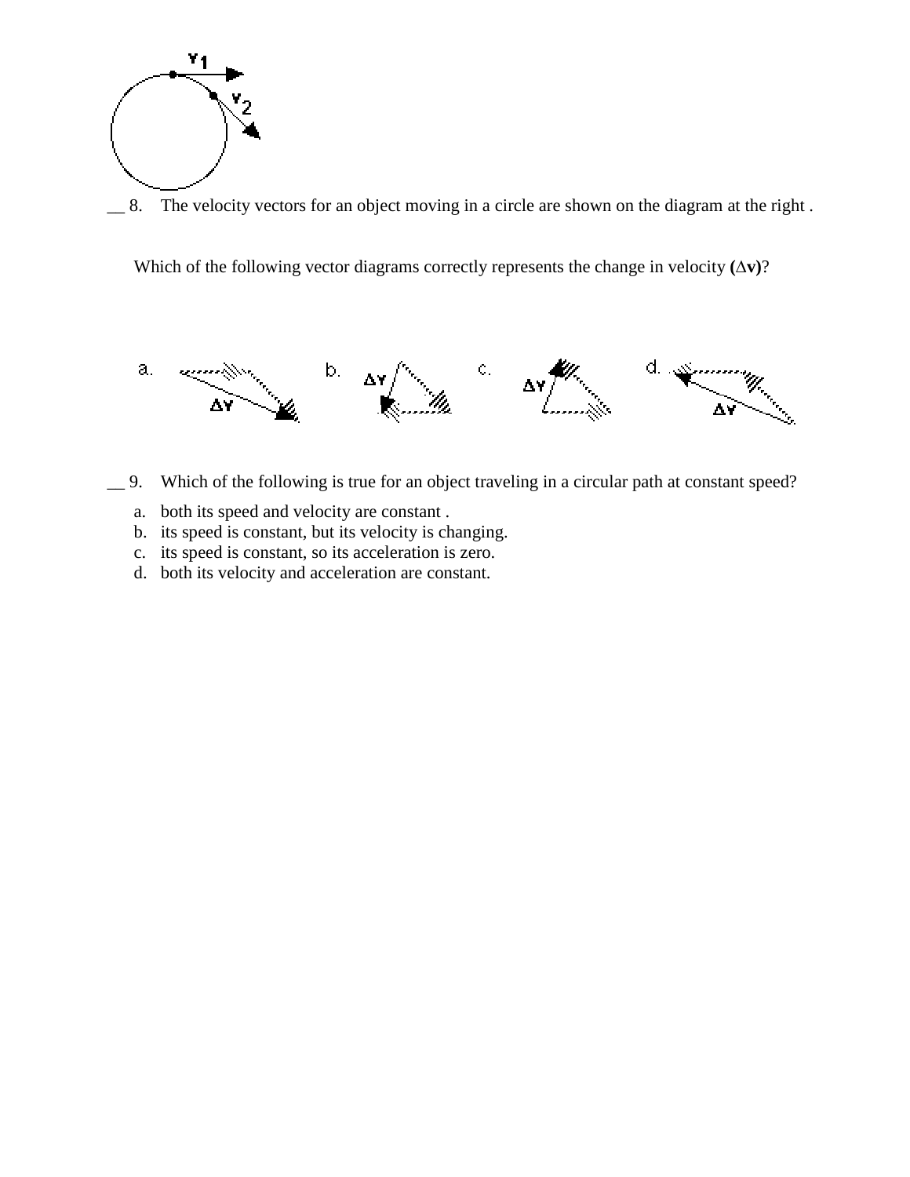__ 8. The velocity vectors for an object moving in a circle are shown on the diagram at the right .

Which of the following vector diagrams correctly represents the change in velocity **($\Delta$v)**?

a. b. c. d.

__ 9. Which of the following is true for an object traveling in a circular path at constant speed?

a. both its speed and velocity are constant .
b. its speed is constant, but its velocity is changing.
c. its speed is constant, so its acceleration is zero.
d. both its velocity and acceleration are constant.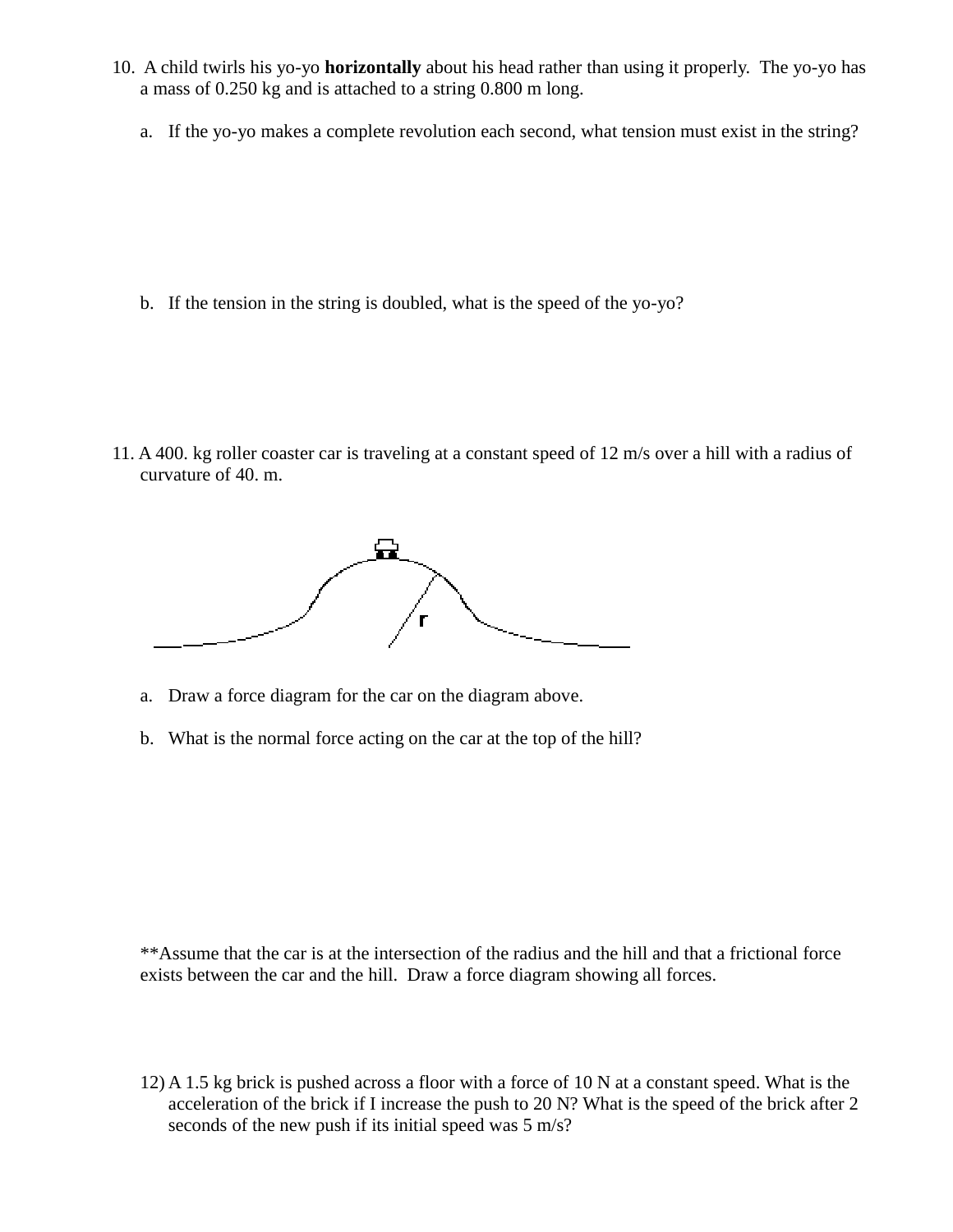10. A child twirls his yo-yo **horizontally** about his head rather than using it properly. The yo-yo has a mass of 0.250 kg and is attached to a string 0.800 m long.

    a. If the yo-yo makes a complete revolution each second, what tension must exist in the string?

    b. If the tension in the string is doubled, what is the speed of the yo-yo?

11. A 400. kg roller coaster car is traveling at a constant speed of 12 m/s over a hill with a radius of curvature of 40. m.

    a. Draw a force diagram for the car on the diagram above.

    b. What is the normal force acting on the car at the top of the hill?

    **Assume that the car is at the intersection of the radius and the hill and that a frictional force exists between the car and the hill. Draw a force diagram showing all forces.

12) A 1.5 kg brick is pushed across a floor with a force of 10 N at a constant speed. What is the acceleration of the brick if I increase the push to 20 N? What is the speed of the brick after 2 seconds of the new push if its initial speed was 5 m/s?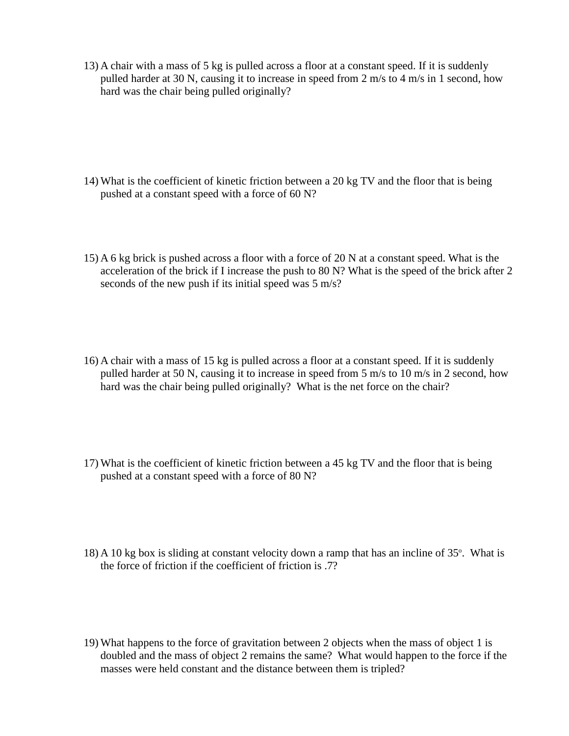13) A chair with a mass of 5 kg is pulled across a floor at a constant speed. If it is suddenly pulled harder at 30 N, causing it to increase in speed from 2 m/s to 4 m/s in 1 second, how hard was the chair being pulled originally?

14) What is the coefficient of kinetic friction between a 20 kg TV and the floor that is being pushed at a constant speed with a force of 60 N?

15) A 6 kg brick is pushed across a floor with a force of 20 N at a constant speed. What is the acceleration of the brick if I increase the push to 80 N? What is the speed of the brick after 2 seconds of the new push if its initial speed was 5 m/s?

16) A chair with a mass of 15 kg is pulled across a floor at a constant speed. If it is suddenly pulled harder at 50 N, causing it to increase in speed from 5 m/s to 10 m/s in 2 second, how hard was the chair being pulled originally? What is the net force on the chair?

17) What is the coefficient of kinetic friction between a 45 kg TV and the floor that is being pushed at a constant speed with a force of 80 N?

18) A 10 kg box is sliding at constant velocity down a ramp that has an incline of $35^{o}$. What is the force of friction if the coefficient of friction is .7?

19) What happens to the force of gravitation between 2 objects when the mass of object 1 is doubled and the mass of object 2 remains the same? What would happen to the force if the masses were held constant and the distance between them is tripled?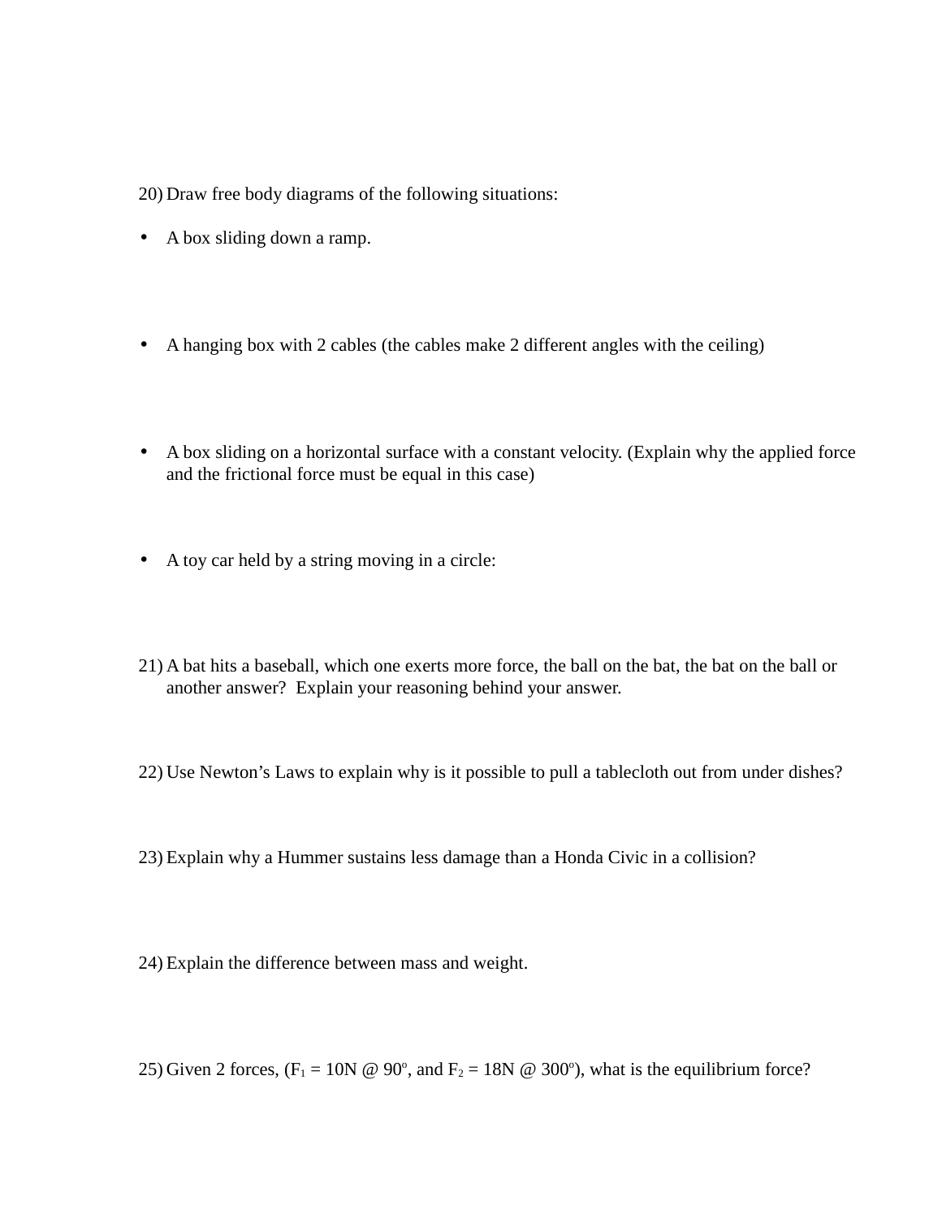20) Draw free body diagrams of the following situations:

- A box sliding down a ramp.

- A hanging box with 2 cables (the cables make 2 different angles with the ceiling)

- A box sliding on a horizontal surface with a constant velocity. (Explain why the applied force and the frictional force must be equal in this case)

- A toy car held by a string moving in a circle:

21) A bat hits a baseball, which one exerts more force, the ball on the bat, the bat on the ball or another answer? Explain your reasoning behind your answer.

22) Use Newton's Laws to explain why is it possible to pull a tablecloth out from under dishes?

23) Explain why a Hummer sustains less damage than a Honda Civic in a collision?

24) Explain the difference between mass and weight.

25) Given 2 forces, ($F_1$ = 10N @ 90º, and $F_2$ = 18N @ 300º), what is the equilibrium force?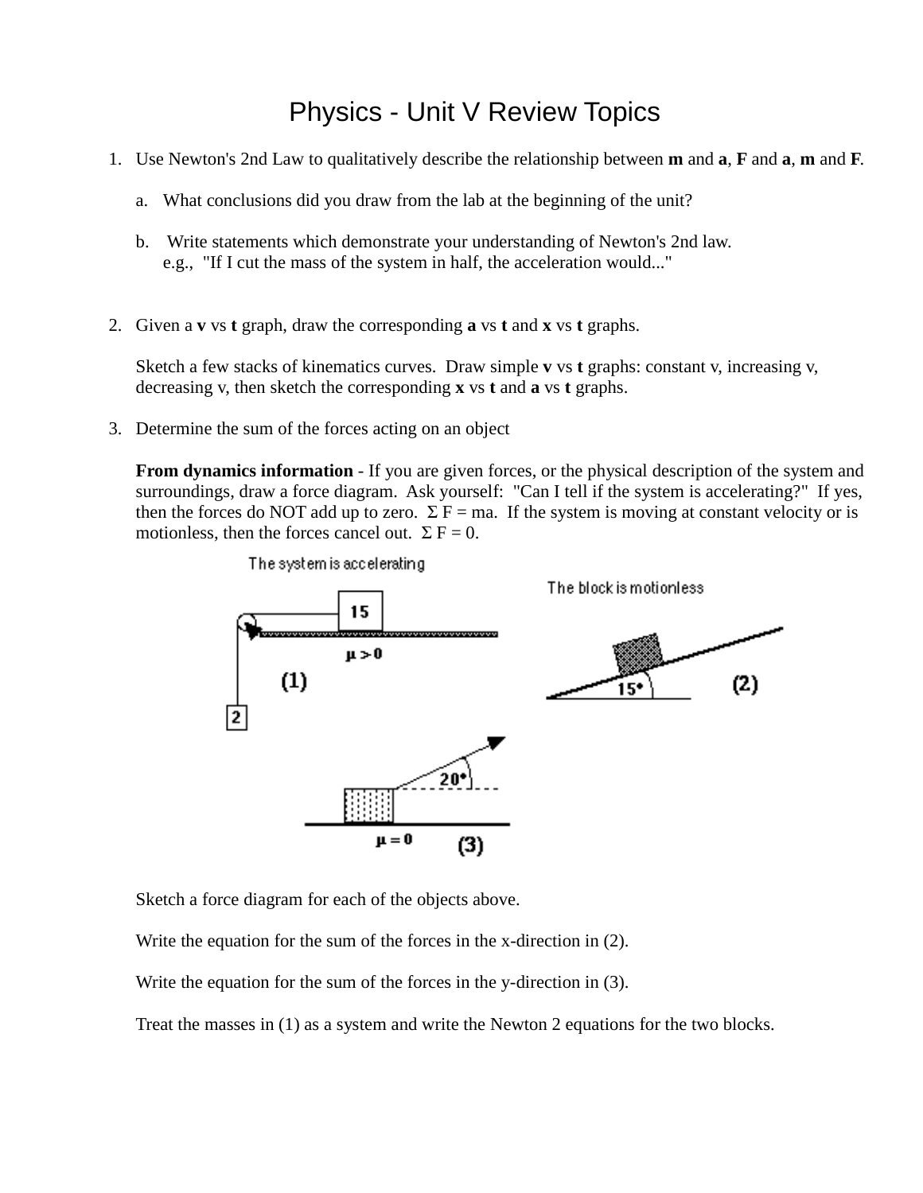# Physics - Unit V Review Topics

1. Use Newton's 2nd Law to qualitatively describe the relationship between **m** and **a**, **F** and **a**, **m** and **F**.

   a. What conclusions did you draw from the lab at the beginning of the unit?

   b. Write statements which demonstrate your understanding of Newton's 2nd law.
   e.g., "If I cut the mass of the system in half, the acceleration would..."

2. Given a **v** vs **t** graph, draw the corresponding **a** vs **t** and **x** vs **t** graphs.

   Sketch a few stacks of kinematics curves. Draw simple **v** vs **t** graphs: constant v, increasing v, decreasing v, then sketch the corresponding **x** vs **t** and **a** vs **t** graphs.

3. Determine the sum of the forces acting on an object

   **From dynamics information** - If you are given forces, or the physical description of the system and surroundings, draw a force diagram. Ask yourself: "Can I tell if the system is accelerating?" If yes, then the forces do NOT add up to zero. $\Sigma F = ma$. If the system is moving at constant velocity or is motionless, then the forces cancel out. $\Sigma F = 0$.

   Sketch a force diagram for each of the objects above.

   Write the equation for the sum of the forces in the x-direction in (2).

   Write the equation for the sum of the forces in the y-direction in (3).

   Treat the masses in (1) as a system and write the Newton 2 equations for the two blocks.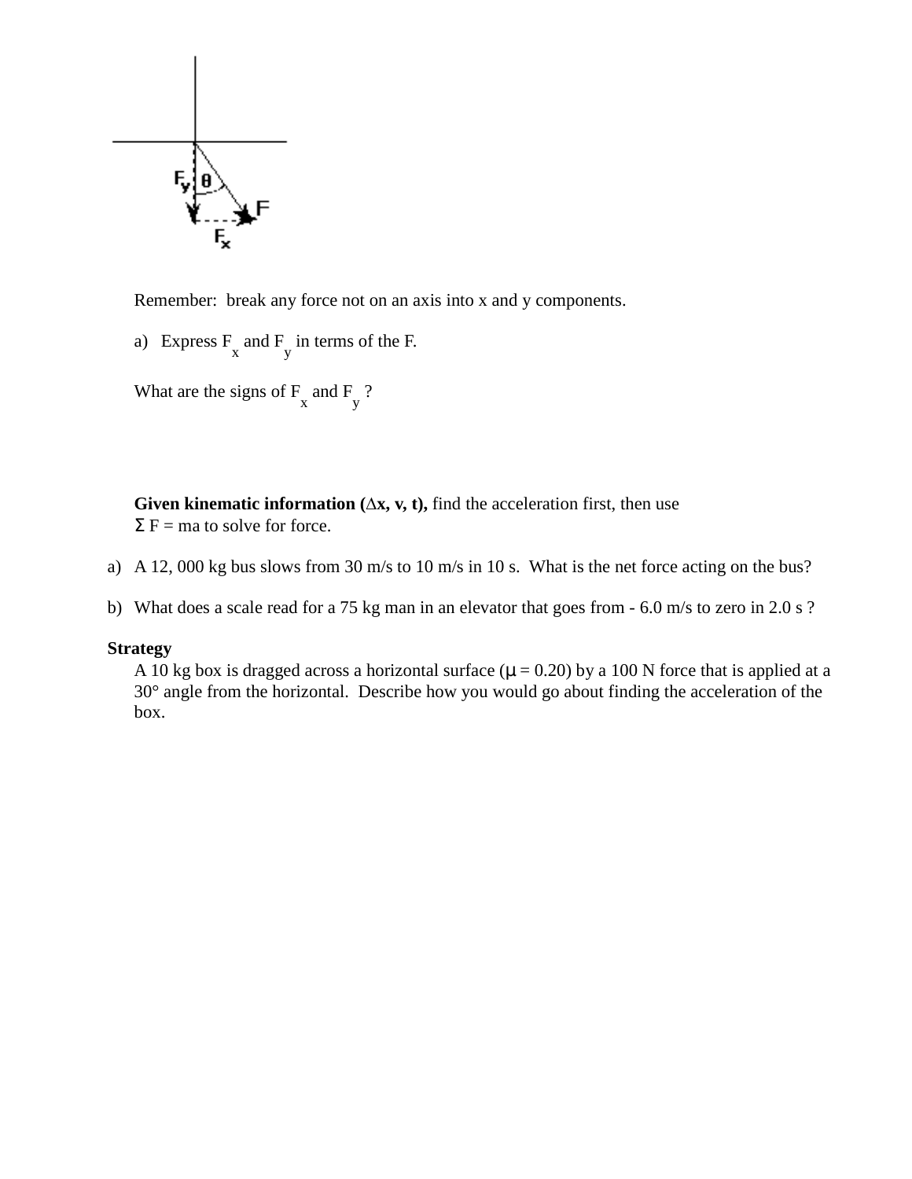$F_y$ θ F $F_x$

Remember: break any force not on an axis into x and y components.

a) Express $F_x$ and $F_y$ in terms of the F.

What are the signs of $F_x$ and $F_y$ ?

**Given kinematic information (Δx, v, t),** find the acceleration first, then use $\Sigma F = ma$ to solve for force.

a) A 12, 000 kg bus slows from 30 m/s to 10 m/s in 10 s. What is the net force acting on the bus?

b) What does a scale read for a 75 kg man in an elevator that goes from - 6.0 m/s to zero in 2.0 s ?

**Strategy**

A 10 kg box is dragged across a horizontal surface (μ = 0.20) by a 100 N force that is applied at a 30° angle from the horizontal. Describe how you would go about finding the acceleration of the box.